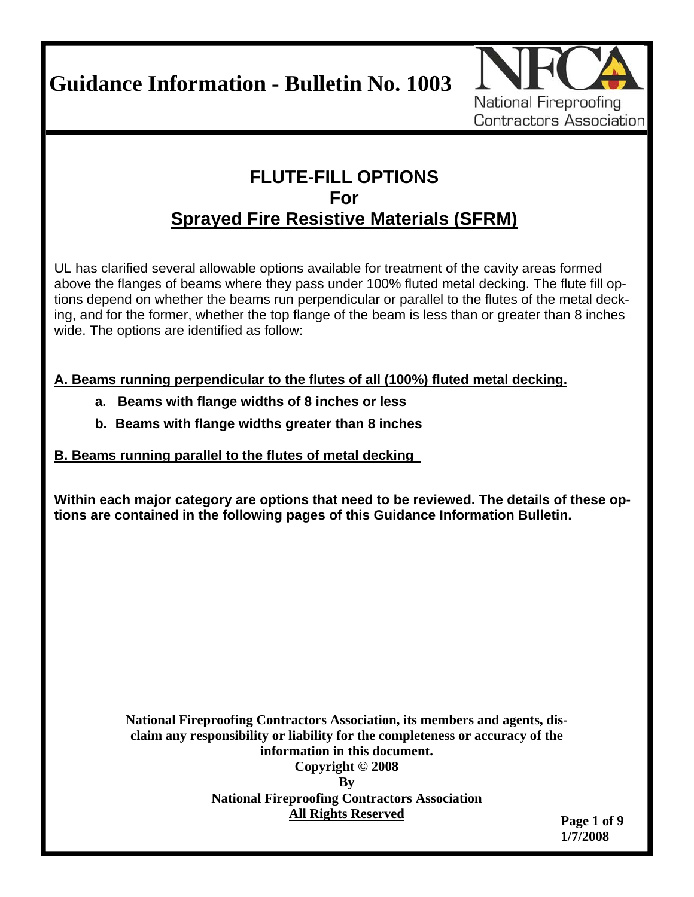# Guidance Information - Bulletin No. 1003

National Fireproofing Contractors Association

## FLUTE-FILL OPTIONS For Sprayed Fire Resistive Materials (SFRM)

UL has clarified several allowable options available for treatment of the cavity areas formed above the flanges of beams where they pass under 100% fluted metal decking. The flute fill options depend on whether the beams run perpendicular or parallel to the flutes of the metal decking, and for the former, whether the top flange of the beam is less than or greater than 8 inches wide. The options are identified as follow:

**A. Beams running perpendicular to the flutes of all (100%) fluted metal decking.**

- **a. Beams with flange widths of 8 inches or less**
- **b. Beams with flange widths greater than 8 inches**

**B. Beams running parallel to the flutes of metal decking**

**Within each major category are options that need to be reviewed. The details of these options are contained in the following pages of this Guidance Information Bulletin.**

**National Fireproofing Contractors Association, its members and agents, disclaim any responsibility or liability for the completeness or accuracy of the information in this document.**
**Copyright © 2008**
**By**
**National Fireproofing Contractors Association**
**All Rights Reserved**

**1/7/2008**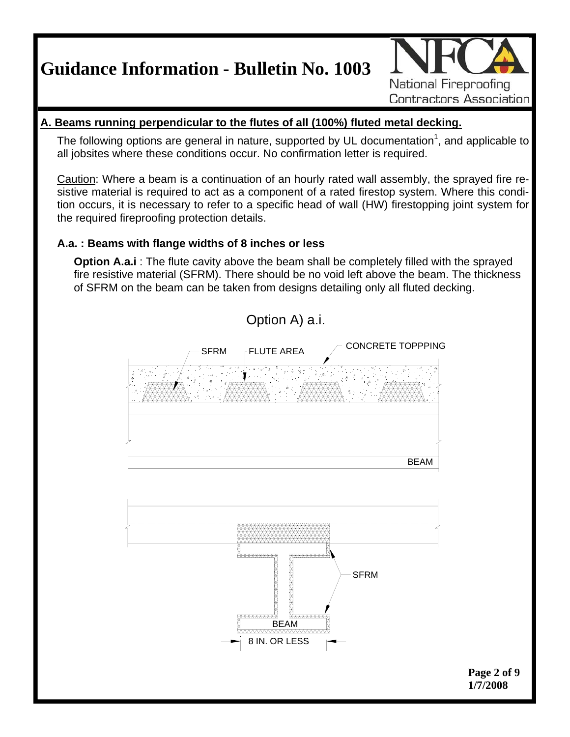# Guidance Information - Bulletin No. 1003

## A. Beams running perpendicular to the flutes of all (100%) fluted metal decking.

The following options are general in nature, supported by UL documentation[1], and applicable to all jobsites where these conditions occur. No confirmation letter is required.

Caution: Where a beam is a continuation of an hourly rated wall assembly, the sprayed fire resistive material is required to act as a component of a rated firestop system. Where this condition occurs, it is necessary to refer to a specific head of wall (HW) firestopping joint system for the required fireproofing protection details.

### A.a. : Beams with flange widths of 8 inches or less

**Option A.a.i** : The flute cavity above the beam shall be completely filled with the sprayed fire resistive material (SFRM). There should be no void left above the beam. The thickness of SFRM on the beam can be taken from designs detailing only all fluted decking.

Option A) a.i.

SFRM FLUTE AREA CONCRETE TOPPPING

BEAM

SFRM

BEAM

8 IN. OR LESS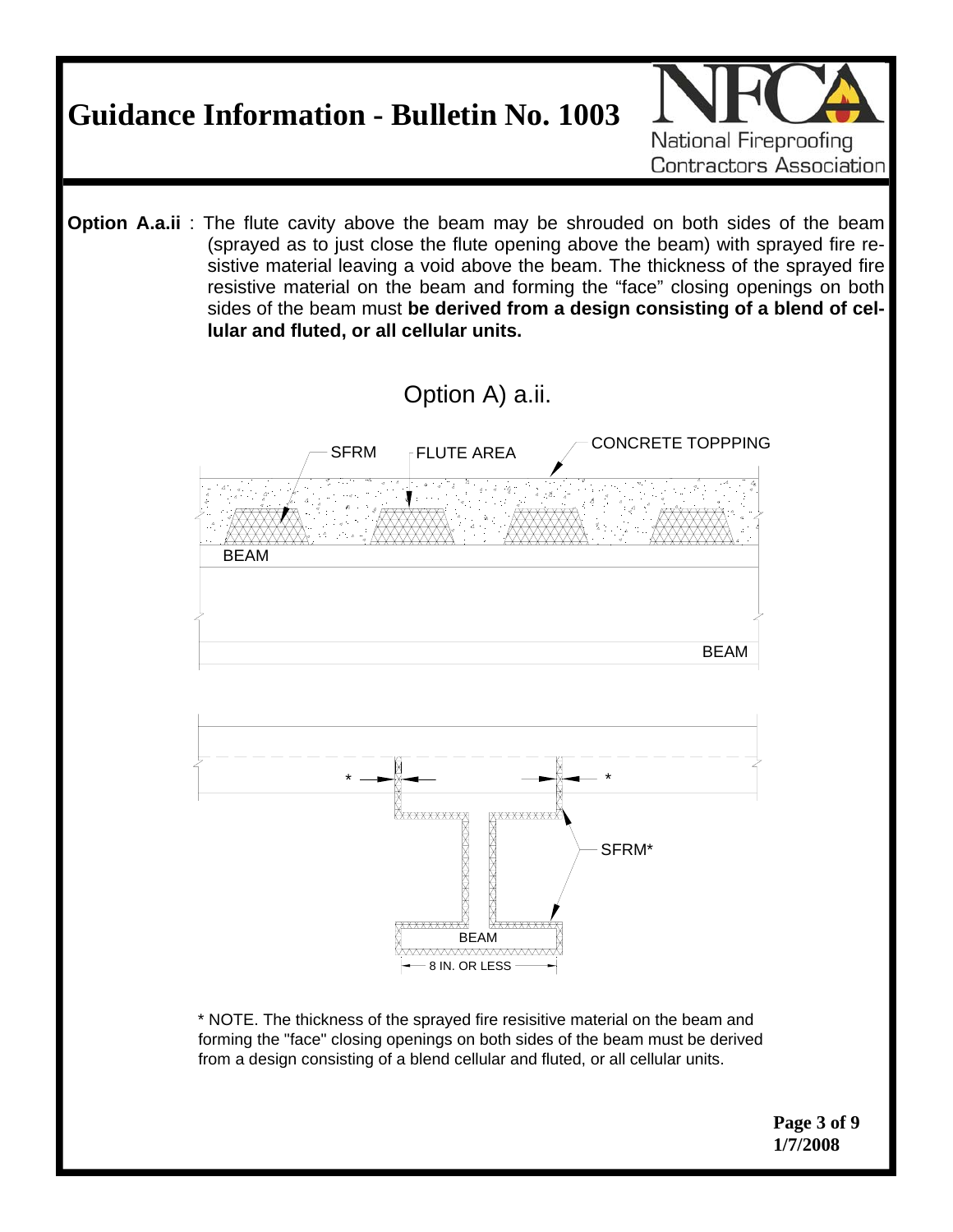# Guidance Information - Bulletin No. 1003

**Option A.a.ii** : The flute cavity above the beam may be shrouded on both sides of the beam (sprayed as to just close the flute opening above the beam) with sprayed fire resistive material leaving a void above the beam. The thickness of the sprayed fire resistive material on the beam and forming the “face” closing openings on both sides of the beam must **be derived from a design consisting of a blend of cellular and fluted, or all cellular units.**

Option A) a.ii.

SFRM

FLUTE AREA

CONCRETE TOPPPING

BEAM

BEAM

*

*

SFRM*

BEAM

8 IN. OR LESS

* NOTE. The thickness of the sprayed fire resisitive material on the beam and forming the "face" closing openings on both sides of the beam must be derived from a design consisting of a blend cellular and fluted, or all cellular units.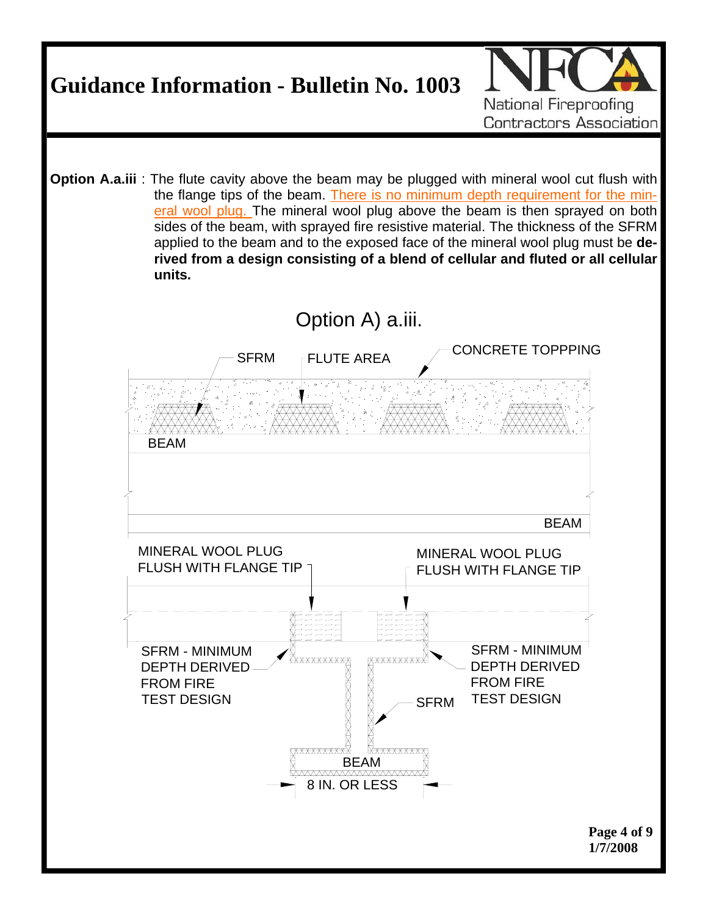**Option A.a.iii** : The flute cavity above the beam may be plugged with mineral wool cut flush with the flange tips of the beam. There is no minimum depth requirement for the mineral wool plug. The mineral wool plug above the beam is then sprayed on both sides of the beam, with sprayed fire resistive material. The thickness of the SFRM applied to the beam and to the exposed face of the mineral wool plug must be **derived from a design consisting of a blend of cellular and fluted or all cellular units.**

Option A) a.iii.

SFRM

FLUTE AREA

CONCRETE TOPPPING

BEAM

BEAM

MINERAL WOOL PLUG FLUSH WITH FLANGE TIP

MINERAL WOOL PLUG FLUSH WITH FLANGE TIP

SFRM - MINIMUM DEPTH DERIVED FROM FIRE TEST DESIGN

SFRM - MINIMUM DEPTH DERIVED FROM FIRE TEST DESIGN

SFRM

BEAM

8 IN. OR LESS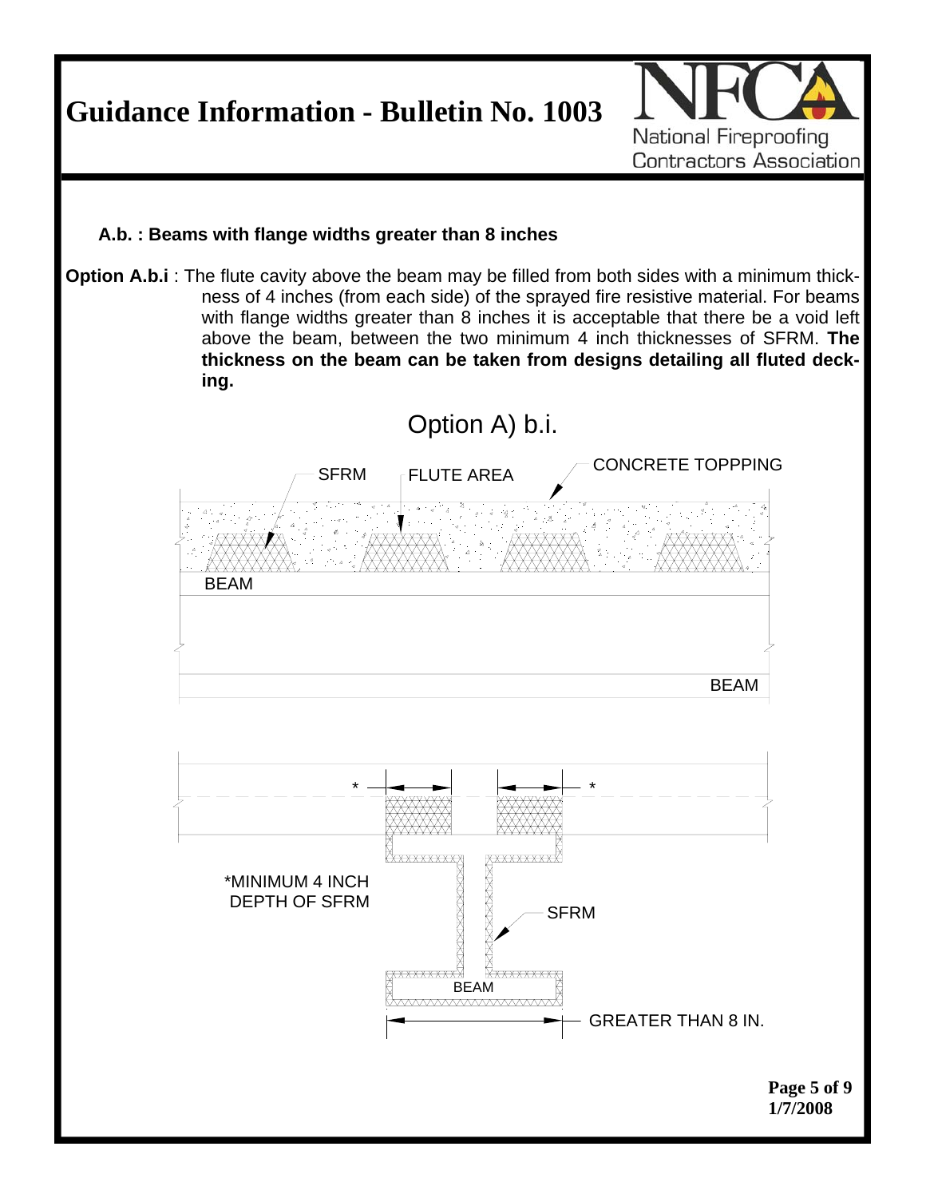**A.b. : Beams with flange widths greater than 8 inches**

**Option A.b.i** : The flute cavity above the beam may be filled from both sides with a minimum thickness of 4 inches (from each side) of the sprayed fire resistive material. For beams with flange widths greater than 8 inches it is acceptable that there be a void left above the beam, between the two minimum 4 inch thicknesses of SFRM. **The thickness on the beam can be taken from designs detailing all fluted decking.**

Option A) b.i.

SFRM

FLUTE AREA

CONCRETE TOPPPING

BEAM

BEAM

\*

\*

\*MINIMUM 4 INCH DEPTH OF SFRM

SFRM

BEAM

GREATER THAN 8 IN.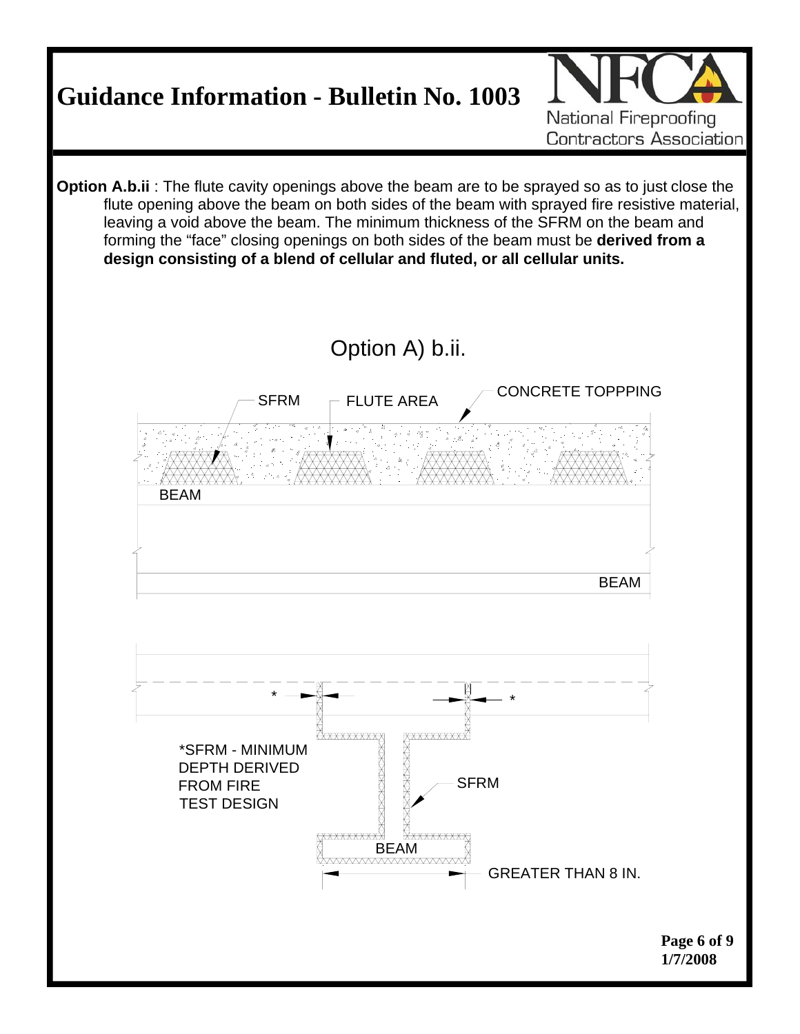**Option A.b.ii** : The flute cavity openings above the beam are to be sprayed so as to just close the flute opening above the beam on both sides of the beam with sprayed fire resistive material, leaving a void above the beam. The minimum thickness of the SFRM on the beam and forming the "face" closing openings on both sides of the beam must be **derived from a design consisting of a blend of cellular and fluted, or all cellular units.**

Option A) b.ii.

SFRM — FLUTE AREA — CONCRETE TOPPPING

BEAM

BEAM

*SFRM - MINIMUM DEPTH DERIVED FROM FIRE TEST DESIGN

SFRM

BEAM

GREATER THAN 8 IN.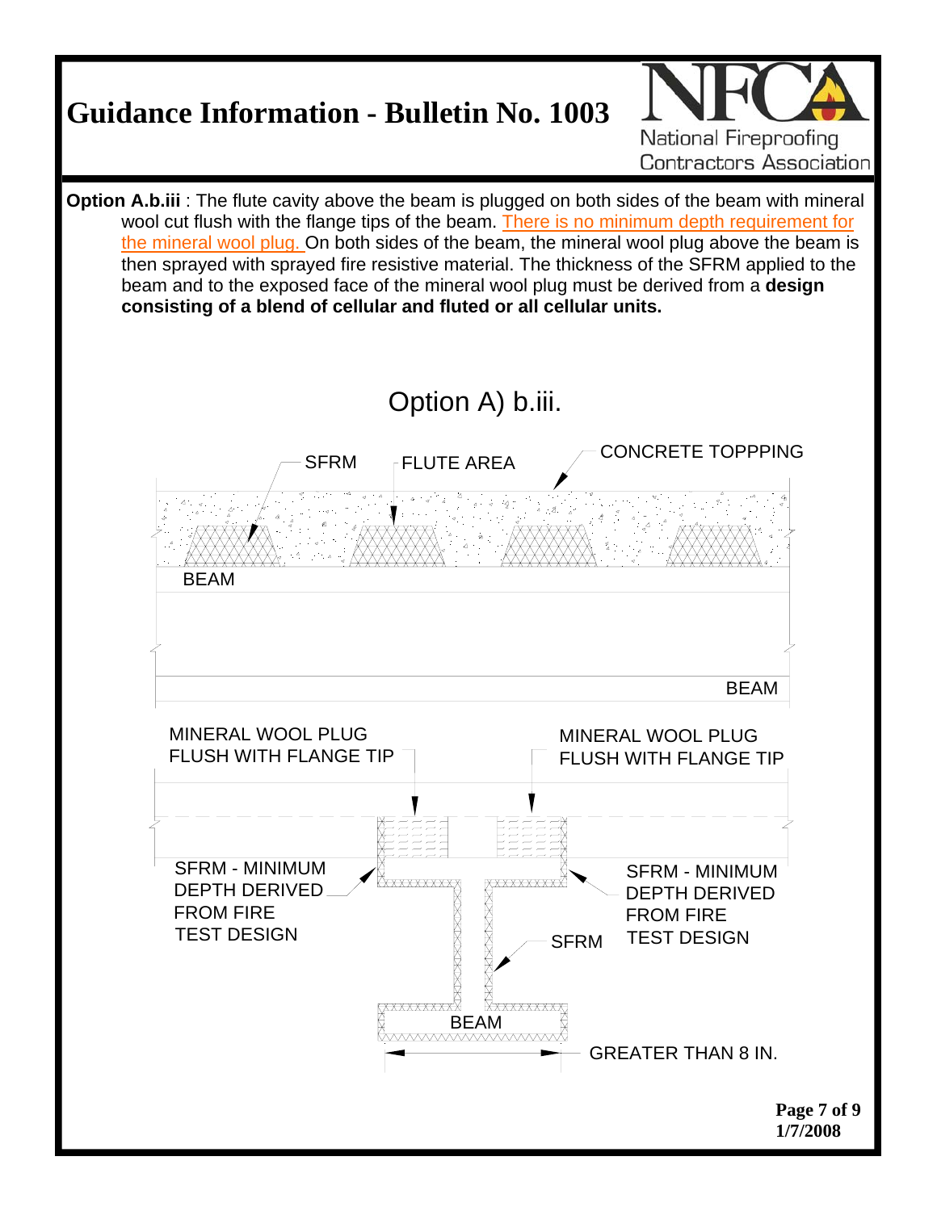# Guidance Information - Bulletin No. 1003

National Fireproofing Contractors Association

**Option A.b.iii** : The flute cavity above the beam is plugged on both sides of the beam with mineral wool cut flush with the flange tips of the beam. There is no minimum depth requirement for the mineral wool plug. On both sides of the beam, the mineral wool plug above the beam is then sprayed with sprayed fire resistive material. The thickness of the SFRM applied to the beam and to the exposed face of the mineral wool plug must be derived from a **design consisting of a blend of cellular and fluted or all cellular units.**

Option A) b.iii.

SFRM

FLUTE AREA

CONCRETE TOPPPING

BEAM

BEAM

MINERAL WOOL PLUG FLUSH WITH FLANGE TIP

MINERAL WOOL PLUG FLUSH WITH FLANGE TIP

SFRM - MINIMUM DEPTH DERIVED FROM FIRE TEST DESIGN

SFRM - MINIMUM DEPTH DERIVED FROM FIRE TEST DESIGN

SFRM

BEAM

GREATER THAN 8 IN.

1/7/2008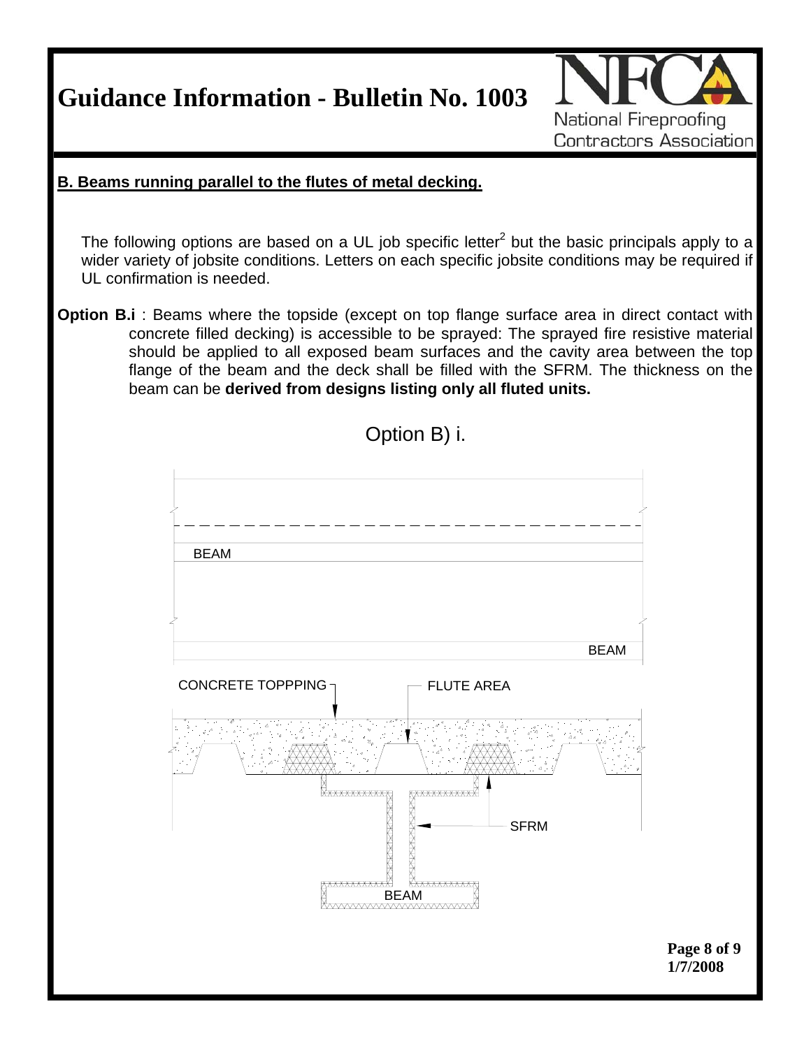## B. Beams running parallel to the flutes of metal decking.

The following options are based on a UL job specific letter[2] but the basic principals apply to a wider variety of jobsite conditions. Letters on each specific jobsite conditions may be required if UL confirmation is needed.

**Option B.i** : Beams where the topside (except on top flange surface area in direct contact with concrete filled decking) is accessible to be sprayed: The sprayed fire resistive material should be applied to all exposed beam surfaces and the cavity area between the top flange of the beam and the deck shall be filled with the SFRM. The thickness on the beam can be **derived from designs listing only all fluted units.**

Option B) i.

BEAM

BEAM

CONCRETE TOPPPING

FLUTE AREA

SFRM

BEAM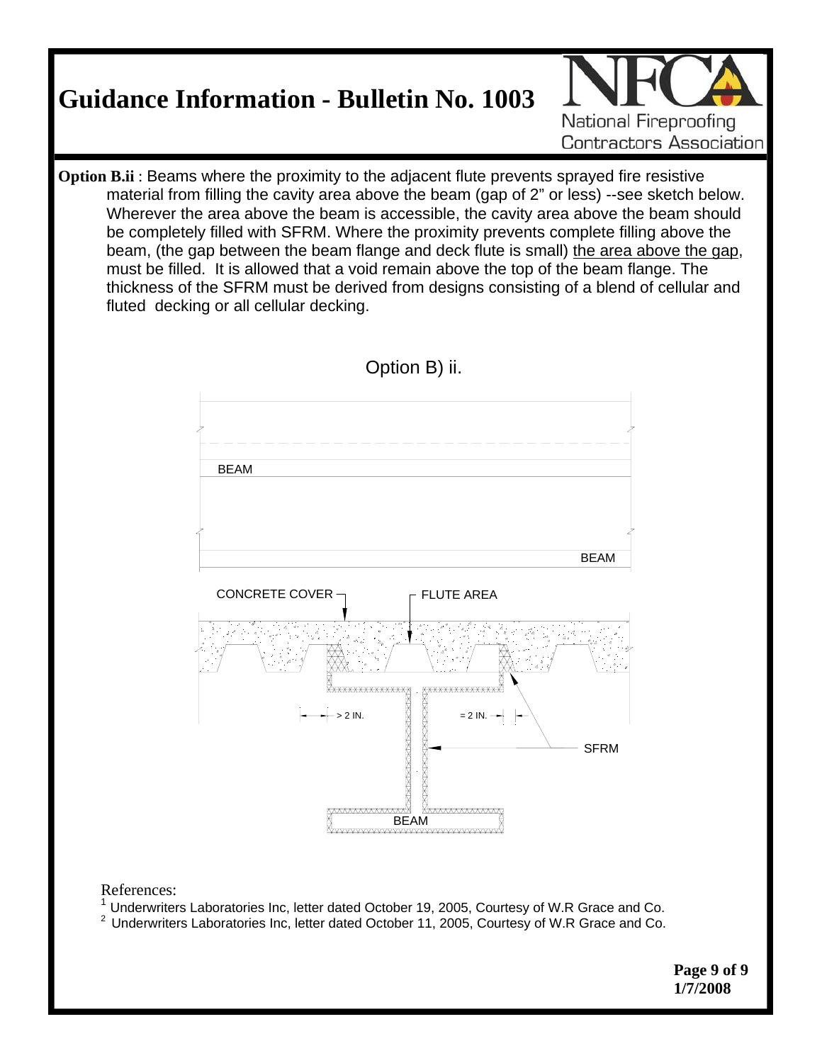**Option B.ii** : Beams where the proximity to the adjacent flute prevents sprayed fire resistive material from filling the cavity area above the beam (gap of 2" or less) --see sketch below. Wherever the area above the beam is accessible, the cavity area above the beam should be completely filled with SFRM. Where the proximity prevents complete filling above the beam, (the gap between the beam flange and deck flute is small) <u>the area above the gap</u>, must be filled. It is allowed that a void remain above the top of the beam flange. The thickness of the SFRM must be derived from designs consisting of a blend of cellular and fluted decking or all cellular decking.

Option B) ii.

BEAM

BEAM

CONCRETE COVER

FLUTE AREA

> 2 IN.

= 2 IN.

SFRM

BEAM

References:

[1] Underwriters Laboratories Inc, letter dated October 19, 2005, Courtesy of W.R Grace and Co.

[2] Underwriters Laboratories Inc, letter dated October 11, 2005, Courtesy of W.R Grace and Co.